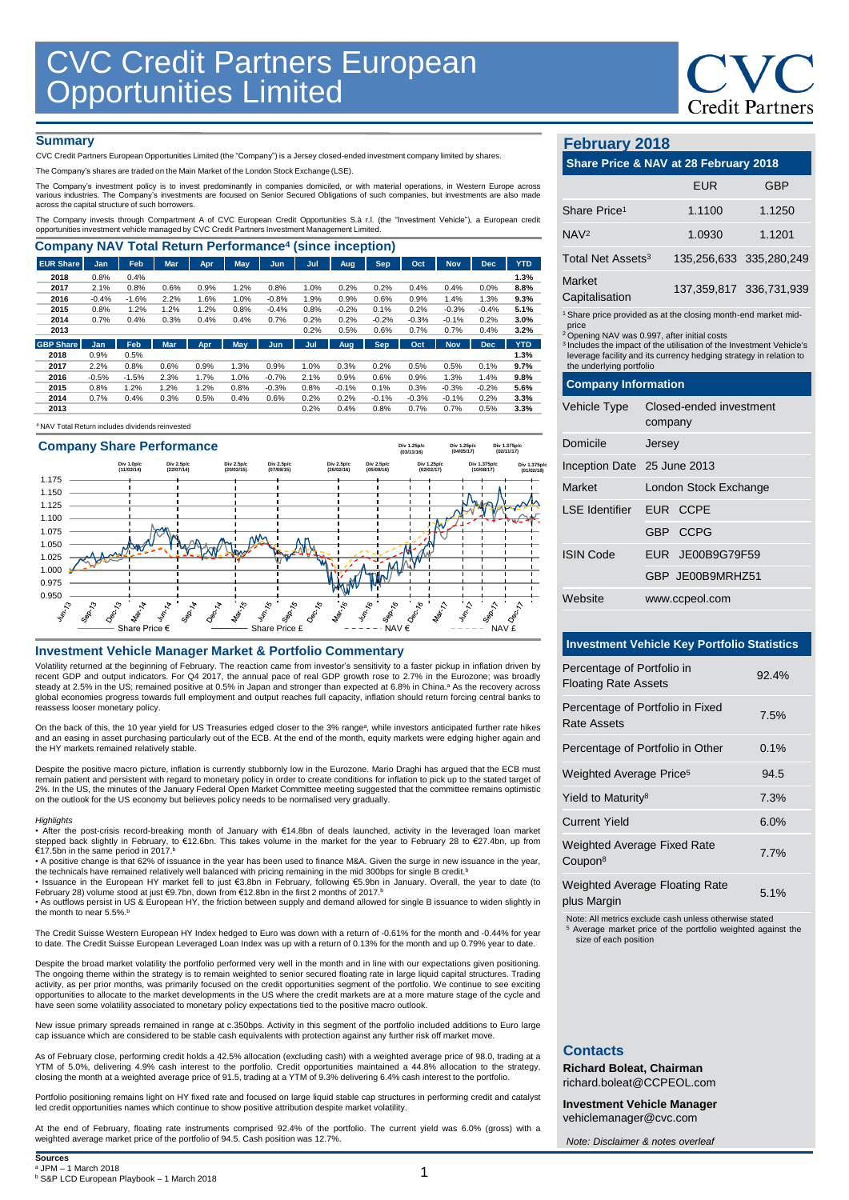# CVC Credit Partners European Opportunities Limited

## Summary

CVC Credit Partners European Opportunities Limited (the "Company") is a Jersey closed-ended investment company limited by shares.

The Company's shares are traded on the Main Market of the London Stock Exchange (LSE).

The Company's investment policy is to invest predominantly in companies domiciled, or with material operations, in Western Europe across various industries. The Company's investments are focused on Senior Secured Obligations of such companies, but investments are also made across the capital structure of such borrowers.

The Company invests through Compartment A of CVC European Credit Opportunities S.à r.l. (the "Investment Vehicle"), a European credit opportunities investment vehicle managed by CVC Credit Partners Investment Management Limited.

## Company NAV Total Return Performance[4] (since inception)

| EUR Share | Jan | Feb | Mar | Apr | May | Jun | Jul | Aug | Sep | Oct | Nov | Dec | YTD |
|---|---|---|---|---|---|---|---|---|---|---|---|---|---|
| 2018 | 0.8% | 0.4% | | | | | | | | | | | 1.3% |
| 2017 | 2.1% | 0.8% | 0.6% | 0.9% | 1.2% | 0.8% | 1.0% | 0.2% | 0.2% | 0.4% | 0.4% | 0.0% | 8.8% |
| 2016 | -0.4% | -1.6% | 2.2% | 1.6% | 1.0% | -0.8% | 1.9% | 0.9% | 0.6% | 0.9% | 1.4% | 1.3% | 9.3% |
| 2015 | 0.8% | 1.2% | 1.2% | 1.2% | 0.8% | -0.4% | 0.8% | -0.2% | 0.1% | 0.2% | -0.3% | -0.4% | 5.1% |
| 2014 | 0.7% | 0.4% | 0.3% | 0.4% | 0.4% | 0.7% | 0.2% | 0.2% | -0.2% | -0.3% | -0.1% | 0.2% | 3.0% |
| 2013 | | | | | | | 0.2% | 0.5% | 0.6% | 0.7% | 0.7% | 0.4% | 3.2% |

| GBP Share | Jan | Feb | Mar | Apr | May | Jun | Jul | Aug | Sep | Oct | Nov | Dec | YTD |
|---|---|---|---|---|---|---|---|---|---|---|---|---|---|
| 2018 | 0.9% | 0.5% | | | | | | | | | | | 1.3% |
| 2017 | 2.2% | 0.8% | 0.6% | 0.9% | 1.3% | 0.9% | 1.0% | 0.3% | 0.2% | 0.5% | 0.5% | 0.1% | 9.7% |
| 2016 | -0.5% | -1.5% | 2.3% | 1.7% | 1.0% | -0.7% | 2.1% | 0.9% | 0.6% | 0.9% | 1.3% | 1.4% | 9.8% |
| 2015 | 0.8% | 1.2% | 1.2% | 1.2% | 0.8% | -0.3% | 0.8% | -0.1% | 0.1% | 0.3% | -0.3% | -0.2% | 5.6% |
| 2014 | 0.7% | 0.4% | 0.3% | 0.5% | 0.4% | 0.6% | 0.2% | 0.2% | -0.1% | -0.3% | -0.1% | 0.2% | 3.3% |
| 2013 | | | | | | | 0.2% | 0.4% | 0.8% | 0.7% | 0.7% | 0.5% | 3.3% |

[4] NAV Total Return includes dividends reinvested

## Company Share Performance

Dividends: Div 1.0p/c (11/02/14); Div 2.5p/c (22/07/14); Div 2.5p/c (20/02/15); Div 2.5p/c (07/08/15); Div 2.5p/c (26/02/16); Div 2.5p/c (05/08/16); Div 1.25p/c (03/11/16); Div 1.25p/c (02/02/17); Div 1.25p/c (04/05/17); Div 1.375p/c (10/08/17); Div 1.375p/c (02/11/17); Div 1.375p/c (01/02/18)

Legend: Share Price €; Share Price £; NAV €; NAV £

## Investment Vehicle Manager Market & Portfolio Commentary

Volatility returned at the beginning of February. The reaction came from investor's sensitivity to a faster pickup in inflation driven by recent GDP and output indicators. For Q4 2017, the annual pace of real GDP growth rose to 2.7% in the Eurozone; was broadly steady at 2.5% in the US; remained positive at 0.5% in Japan and stronger than expected at 6.8% in China.[a] As the recovery across global economies progress towards full employment and output reaches full capacity, inflation should return forcing central banks to reassess looser monetary policy.

On the back of this, the 10 year yield for US Treasuries edged closer to the 3% range[a], while investors anticipated further rate hikes and an easing in asset purchasing particularly out of the ECB. At the end of the month, equity markets were edging higher again and the HY markets remained relatively stable.

Despite the positive macro picture, inflation is currently stubbornly low in the Eurozone. Mario Draghi has argued that the ECB must remain patient and persistent with regard to monetary policy in order to create conditions for inflation to pick up to the stated target of 2%. In the US, the minutes of the January Federal Open Market Committee meeting suggested that the committee remains optimistic on the outlook for the US economy but believes policy needs to be normalised very gradually.

*Highlights*

- After the post-crisis record-breaking month of January with €14.8bn of deals launched, activity in the leveraged loan market stepped back slightly in February, to €12.6bn. This takes volume in the market for the year to February 28 to €27.4bn, up from €17.5bn in the same period in 2017.[b]
- A positive change is that 62% of issuance in the year has been used to finance M&A. Given the surge in new issuance in the year, the technicals have remained relatively well balanced with pricing remaining in the mid 300bps for single B credit.[b]
- Issuance in the European HY market fell to just €3.8bn in February, following €5.9bn in January. Overall, the year to date (to February 28) volume stood at just €9.7bn, down from €12.8bn in the first 2 months of 2017.[b]
- As outflows persist in US & European HY, the friction between supply and demand allowed for single B issuance to widen slightly in the month to near 5.5%.[b]

The Credit Suisse Western European HY Index hedged to Euro was down with a return of -0.61% for the month and -0.44% for year to date. The Credit Suisse European Leveraged Loan Index was up with a return of 0.13% for the month and up 0.79% year to date.

Despite the broad market volatility the portfolio performed very well in the month and in line with our expectations given positioning. The ongoing theme within the strategy is to remain weighted to senior secured floating rate in large liquid capital structures. Trading activity, as per prior months, was primarily focused on the credit opportunities segment of the portfolio. We continue to see exciting opportunities to allocate to the market developments in the US where the credit markets are at a more mature stage of the cycle and have seen some volatility associated to monetary policy expectations tied to the positive macro outlook.

New issue primary spreads remained in range at c.350bps. Activity in this segment of the portfolio included additions to Euro large cap issuance which are considered to be stable cash equivalents with protection against any further risk off market move.

As of February close, performing credit holds a 42.5% allocation (excluding cash) with a weighted average price of 98.0, trading at a YTM of 5.0%, delivering 4.9% cash interest to the portfolio. Credit opportunities maintained a 44.8% allocation to the strategy, closing the month at a weighted average price of 91.5, trading at a YTM of 9.3% delivering 6.4% cash interest to the portfolio.

Portfolio positioning remains light on HY fixed rate and focused on large liquid stable cap structures in performing credit and catalyst led credit opportunities names which continue to show positive attribution despite market volatility.

At the end of February, floating rate instruments comprised 92.4% of the portfolio. The current yield was 6.0% (gross) with a weighted average market price of the portfolio of 94.5. Cash position was 12.7%.

**Sources**

[a] JPM – 1 March 2018
[b] S&P LCD European Playbook – 1 March 2018

## February 2018

### Share Price & NAV at 28 February 2018

| | EUR | GBP |
|---|---|---|
| Share Price[1] | 1.1100 | 1.1250 |
| NAV[2] | 1.0930 | 1.1201 |
| Total Net Assets[3] | 135,256,633 | 335,280,249 |
| Market Capitalisation | 137,359,817 | 336,731,939 |

[1] Share price provided as at the closing month-end market mid-price
[2] Opening NAV was 0.997, after initial costs
[3] Includes the impact of the utilisation of the Investment Vehicle's leverage facility and its currency hedging strategy in relation to the underlying portfolio

### Company Information

| | |
|---|---|
| Vehicle Type | Closed-ended investment company |
| Domicile | Jersey |
| Inception Date | 25 June 2013 |
| Market | London Stock Exchange |
| LSE Identifier | EUR CCPE |
| | GBP CCPG |
| ISIN Code | EUR JE00B9G79F59 |
| | GBP JE00B9MRHZ51 |
| Website | www.ccpeol.com |

### Investment Vehicle Key Portfolio Statistics

| | |
|---|---|
| Percentage of Portfolio in Floating Rate Assets | 92.4% |
| Percentage of Portfolio in Fixed Rate Assets | 7.5% |
| Percentage of Portfolio in Other | 0.1% |
| Weighted Average Price[5] | 94.5 |
| Yield to Maturity[8] | 7.3% |
| Current Yield | 6.0% |
| Weighted Average Fixed Rate Coupon[8] | 7.7% |
| Weighted Average Floating Rate plus Margin | 5.1% |

Note: All metrics exclude cash unless otherwise stated
[5] Average market price of the portfolio weighted against the size of each position

## Contacts

**Richard Boleat, Chairman**
richard.boleat@CCPEOL.com

**Investment Vehicle Manager**
vehiclemanager@cvc.com

*Note: Disclaimer & notes overleaf*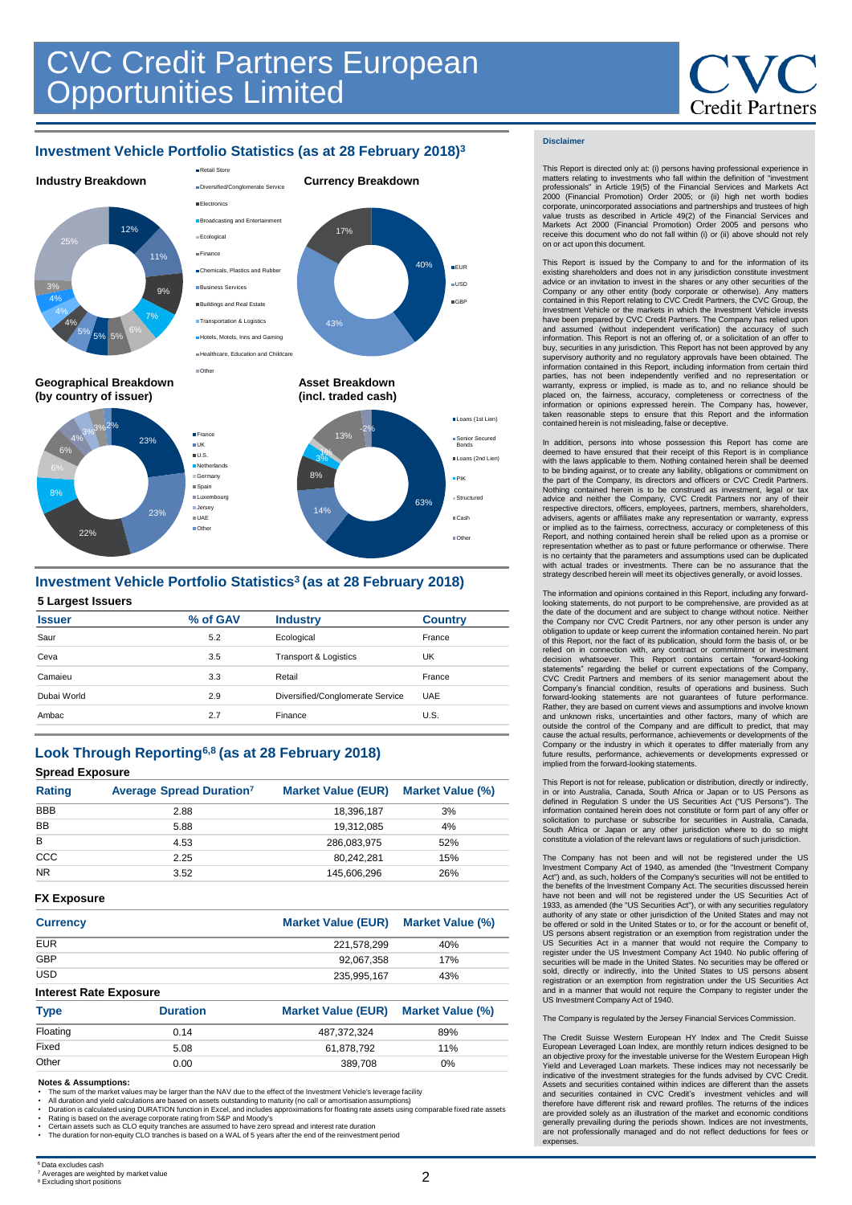# CVC Credit Partners European Opportunities Limited

## Investment Vehicle Portfolio Statistics (as at 28 February 2018)[3]

### Industry Breakdown

12%
11%
9%
7%
6%
5%
5%
5%
4%
4%
4%
3%
25%

Retail Store
Diversified/Conglomerate Service
Electronics
Broadcasting and Entertainment
Ecological
Finance
Chemicals, Plastics and Rubber
Business Services
Buildings and Real Estate
Transportation & Logistics
Hotels, Motels, Inns and Gaming
Healthcare, Education and Childcare
Other

### Currency Breakdown

40%
43%
17%

EUR
USD
GBP

### Geographical Breakdown (by country of issuer)

23%
23%
22%
8%
6%
6%
4%
3%
3%
2%

France
UK
U.S.
Netherlands
Germany
Spain
Luxembourg
Jersey
UAE
Other

### Asset Breakdown (incl. traded cash)

63%
14%
8%
3%
1%
13%
-2%

Loans (1st Lien)
Senior Secured Bonds
Loans (2nd Lien)
PIK
Structured
Cash
Other

## Investment Vehicle Portfolio Statistics[3] (as at 28 February 2018)

### 5 Largest Issuers

| Issuer | % of GAV | Industry | Country |
|---|---|---|---|
| Saur | 5.2 | Ecological | France |
| Ceva | 3.5 | Transport & Logistics | UK |
| Camaieu | 3.3 | Retail | France |
| Dubai World | 2.9 | Diversified/Conglomerate Service | UAE |
| Ambac | 2.7 | Finance | U.S. |

## Look Through Reporting[6,8] (as at 28 February 2018)

### Spread Exposure

| Rating | Average Spread Duration[7] | Market Value (EUR) | Market Value (%) |
|---|---|---|---|
| BBB | 2.88 | 18,396,187 | 3% |
| BB | 5.88 | 19,312,085 | 4% |
| B | 4.53 | 286,083,975 | 52% |
| CCC | 2.25 | 80,242,281 | 15% |
| NR | 3.52 | 145,606,296 | 26% |

### FX Exposure

| Currency | Market Value (EUR) | Market Value (%) |
|---|---|---|
| EUR | 221,578,299 | 40% |
| GBP | 92,067,358 | 17% |
| USD | 235,995,167 | 43% |

### Interest Rate Exposure

| Type | Duration | Market Value (EUR) | Market Value (%) |
|---|---|---|---|
| Floating | 0.14 | 487,372,324 | 89% |
| Fixed | 5.08 | 61,878,792 | 11% |
| Other | 0.00 | 389,708 | 0% |

**Notes & Assumptions:**

- The sum of the market values may be larger than the NAV due to the effect of the Investment Vehicle's leverage facility
- All duration and yield calculations are based on assets outstanding to maturity (no call or amortisation assumptions)
- Duration is calculated using DURATION function in Excel, and includes approximations for floating rate assets using comparable fixed rate assets
- Rating is based on the average corporate rating from S&P and Moody's
- Certain assets such as CLO equity tranches are assumed to have zero spread and interest rate duration
- The duration for non-equity CLO tranches is based on a WAL of 5 years after the end of the reinvestment period

[6] Data excludes cash
[7] Averages are weighted by market value
[8] Excluding short positions

### Disclaimer

This Report is directed only at: (i) persons having professional experience in matters relating to investments who fall within the definition of "investment professionals" in Article 19(5) of the Financial Services and Markets Act 2000 (Financial Promotion) Order 2005; or (ii) high net worth bodies corporate, unincorporated associations and partnerships and trustees of high value trusts as described in Article 49(2) of the Financial Services and Markets Act 2000 (Financial Promotion) Order 2005 and persons who receive this document who do not fall within (i) or (ii) above should not rely on or act upon this document.

This Report is issued by the Company to and for the information of its existing shareholders and does not in any jurisdiction constitute investment advice or an invitation to invest in the shares or any other securities of the Company or any other entity (body corporate or otherwise). Any matters contained in this Report relating to CVC Credit Partners, the CVC Group, the Investment Vehicle or the markets in which the Investment Vehicle invests have been prepared by CVC Credit Partners. The Company has relied upon and assumed (without independent verification) the accuracy of such information. This Report is not an offering of, or a solicitation of an offer to buy, securities in any jurisdiction. This Report has not been approved by any supervisory authority and no regulatory approvals have been obtained. The information contained in this Report, including information from certain third parties, has not been independently verified and no representation or warranty, express or implied, is made as to, and no reliance should be placed on, the fairness, accuracy, completeness or correctness of the information or opinions expressed herein. The Company has, however, taken reasonable steps to ensure that this Report and the information contained herein is not misleading, false or deceptive.

In addition, persons into whose possession this Report has come are deemed to have ensured that their receipt of this Report is in compliance with the laws applicable to them. Nothing contained herein shall be deemed to be binding against, or to create any liability, obligations or commitment on the part of the Company, its directors and officers or CVC Credit Partners. Nothing contained herein is to be construed as investment, legal or tax advice and neither the Company, CVC Credit Partners nor any of their respective directors, officers, employees, partners, members, shareholders, advisers, agents or affiliates make any representation or warranty, express or implied as to the fairness, correctness, accuracy or completeness of this Report, and nothing contained herein shall be relied upon as a promise or representation whether as to past or future performance or otherwise. There is no certainty that the parameters and assumptions used can be duplicated with actual trades or investments. There can be no assurance that the strategy described herein will meet its objectives generally, or avoid losses.

The information and opinions contained in this Report, including any forward-looking statements, do not purport to be comprehensive, are provided as at the date of the document and are subject to change without notice. Neither the Company nor CVC Credit Partners, nor any other person is under any obligation to update or keep current the information contained herein. No part of this Report, nor the fact of its publication, should form the basis of, or be relied on in connection with, any contract or commitment or investment decision whatsoever. This Report contains certain "forward-looking statements" regarding the belief or current expectations of the Company, CVC Credit Partners and members of its senior management about the Company's financial condition, results of operations and business. Such forward-looking statements are not guarantees of future performance. Rather, they are based on current views and assumptions and involve known and unknown risks, uncertainties and other factors, many of which are outside the control of the Company and are difficult to predict, that may cause the actual results, performance, achievements or developments of the Company or the industry in which it operates to differ materially from any future results, performance, achievements or developments expressed or implied from the forward-looking statements.

This Report is not for release, publication or distribution, directly or indirectly, in or into Australia, Canada, South Africa or Japan or to US Persons as defined in Regulation S under the US Securities Act ("US Persons"). The information contained herein does not constitute or form part of any offer or solicitation to purchase or subscribe for securities in Australia, Canada, South Africa or Japan or any other jurisdiction where to do so might constitute a violation of the relevant laws or regulations of such jurisdiction.

The Company has not been and will not be registered under the US Investment Company Act of 1940, as amended (the "Investment Company Act") and, as such, holders of the Company's securities will not be entitled to the benefits of the Investment Company Act. The securities discussed herein have not been and will not be registered under the US Securities Act of 1933, as amended (the "US Securities Act"), or with any securities regulatory authority of any state or other jurisdiction of the United States and may not be offered or sold in the United States or to, or for the account or benefit of, US persons absent registration or an exemption from registration under the US Securities Act in a manner that would not require the Company to register under the US Investment Company Act 1940. No public offering of securities will be made in the United States. No securities may be offered or sold, directly or indirectly, into the United States to US persons absent registration or an exemption from registration under the US Securities Act and in a manner that would not require the Company to register under the US Investment Company Act of 1940.

The Company is regulated by the Jersey Financial Services Commission.

The Credit Suisse Western European HY Index and The Credit Suisse European Leveraged Loan Index, are monthly return indices designed to be an objective proxy for the investable universe for the Western European High Yield and Leveraged Loan markets. These indices may not necessarily be indicative of the investment strategies for the funds advised by CVC Credit. Assets and securities contained within indices are different than the assets and securities contained in CVC Credit's investment vehicles and will therefore have different risk and reward profiles. The returns of the indices are provided solely as an illustration of the market and economic conditions generally prevailing during the periods shown. Indices are not investments, are not professionally managed and do not reflect deductions for fees or expenses.